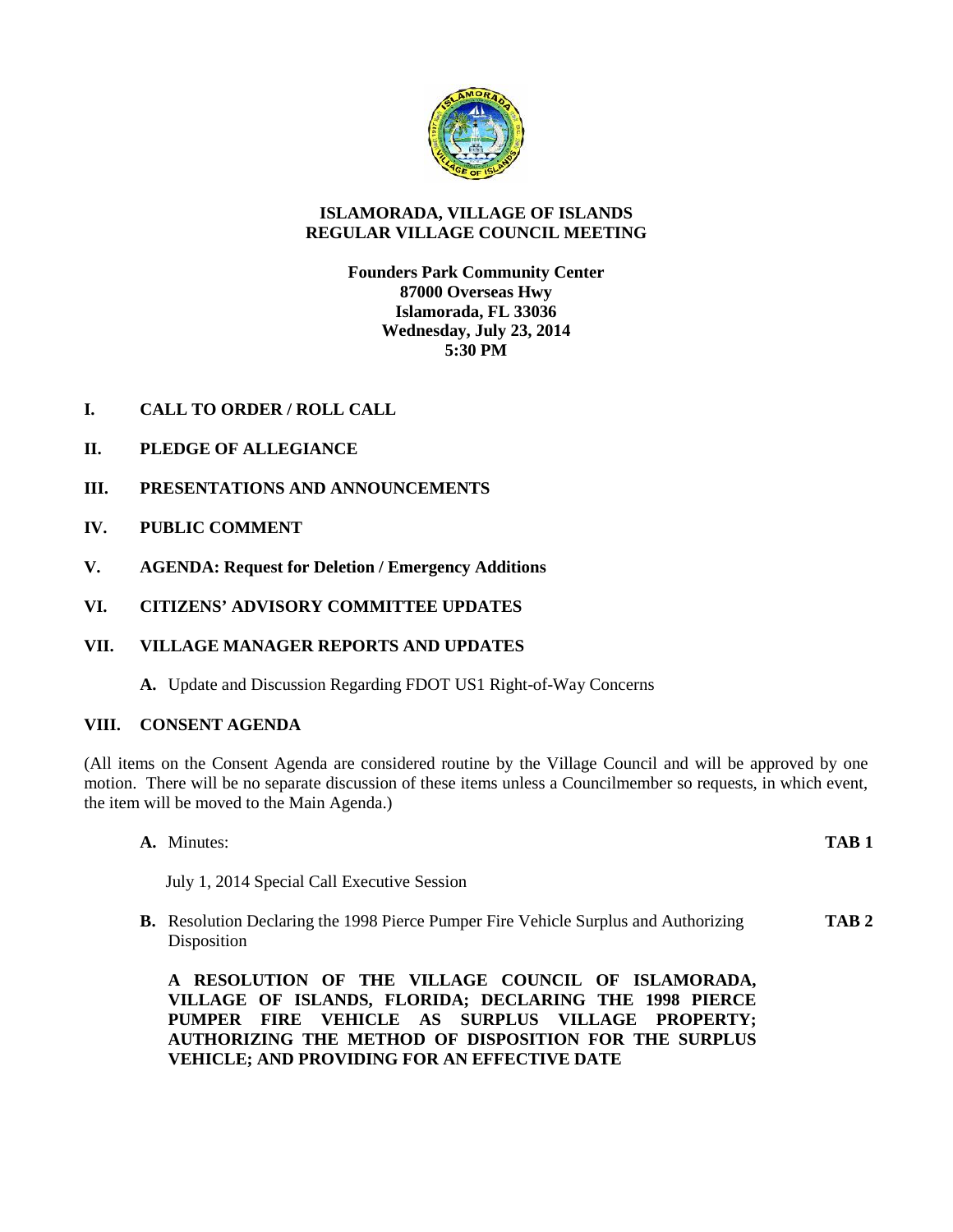# ISLAMORADA, VILLAGE OF ISLANDS
# REGULAR VILLAGE COUNCIL MEETING

**Founders Park Community Center**
**87000 Overseas Hwy**
**Islamorada, FL 33036**
**Wednesday, July 23, 2014**
**5:30 PM**

## I. CALL TO ORDER / ROLL CALL

## II. PLEDGE OF ALLEGIANCE

## III. PRESENTATIONS AND ANNOUNCEMENTS

## IV. PUBLIC COMMENT

## V. AGENDA: Request for Deletion / Emergency Additions

## VI. CITIZENS' ADVISORY COMMITTEE UPDATES

## VII. VILLAGE MANAGER REPORTS AND UPDATES

**A.** Update and Discussion Regarding FDOT US1 Right-of-Way Concerns

## VIII. CONSENT AGENDA

(All items on the Consent Agenda are considered routine by the Village Council and will be approved by one motion. There will be no separate discussion of these items unless a Councilmember so requests, in which event, the item will be moved to the Main Agenda.)

**A.** Minutes: **TAB 1**

July 1, 2014 Special Call Executive Session

**B.** Resolution Declaring the 1998 Pierce Pumper Fire Vehicle Surplus and Authorizing Disposition **TAB 2**

**A RESOLUTION OF THE VILLAGE COUNCIL OF ISLAMORADA, VILLAGE OF ISLANDS, FLORIDA; DECLARING THE 1998 PIERCE PUMPER FIRE VEHICLE AS SURPLUS VILLAGE PROPERTY; AUTHORIZING THE METHOD OF DISPOSITION FOR THE SURPLUS VEHICLE; AND PROVIDING FOR AN EFFECTIVE DATE**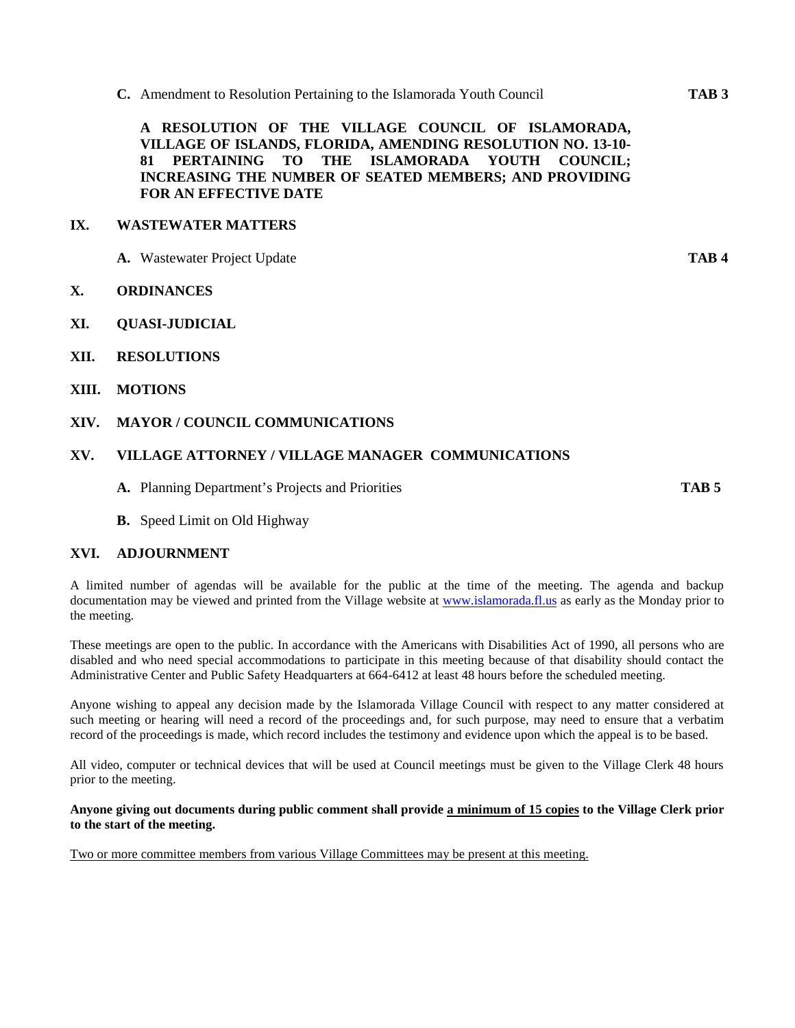**C.** Amendment to Resolution Pertaining to the Islamorada Youth Council **TAB 3**

**A RESOLUTION OF THE VILLAGE COUNCIL OF ISLAMORADA, VILLAGE OF ISLANDS, FLORIDA, AMENDING RESOLUTION NO. 13-10-81 PERTAINING TO THE ISLAMORADA YOUTH COUNCIL; INCREASING THE NUMBER OF SEATED MEMBERS; AND PROVIDING FOR AN EFFECTIVE DATE**

**IX. WASTEWATER MATTERS**

**A.** Wastewater Project Update **TAB 4**

**X. ORDINANCES**

**XI. QUASI-JUDICIAL**

**XII. RESOLUTIONS**

**XIII. MOTIONS**

**XIV. MAYOR / COUNCIL COMMUNICATIONS**

**XV. VILLAGE ATTORNEY / VILLAGE MANAGER COMMUNICATIONS**

**A.** Planning Department's Projects and Priorities **TAB 5**

**B.** Speed Limit on Old Highway

**XVI. ADJOURNMENT**

A limited number of agendas will be available for the public at the time of the meeting. The agenda and backup documentation may be viewed and printed from the Village website at www.islamorada.fl.us as early as the Monday prior to the meeting.

These meetings are open to the public. In accordance with the Americans with Disabilities Act of 1990, all persons who are disabled and who need special accommodations to participate in this meeting because of that disability should contact the Administrative Center and Public Safety Headquarters at 664-6412 at least 48 hours before the scheduled meeting.

Anyone wishing to appeal any decision made by the Islamorada Village Council with respect to any matter considered at such meeting or hearing will need a record of the proceedings and, for such purpose, may need to ensure that a verbatim record of the proceedings is made, which record includes the testimony and evidence upon which the appeal is to be based.

All video, computer or technical devices that will be used at Council meetings must be given to the Village Clerk 48 hours prior to the meeting.

**Anyone giving out documents during public comment shall provide a minimum of 15 copies to the Village Clerk prior to the start of the meeting.**

Two or more committee members from various Village Committees may be present at this meeting.